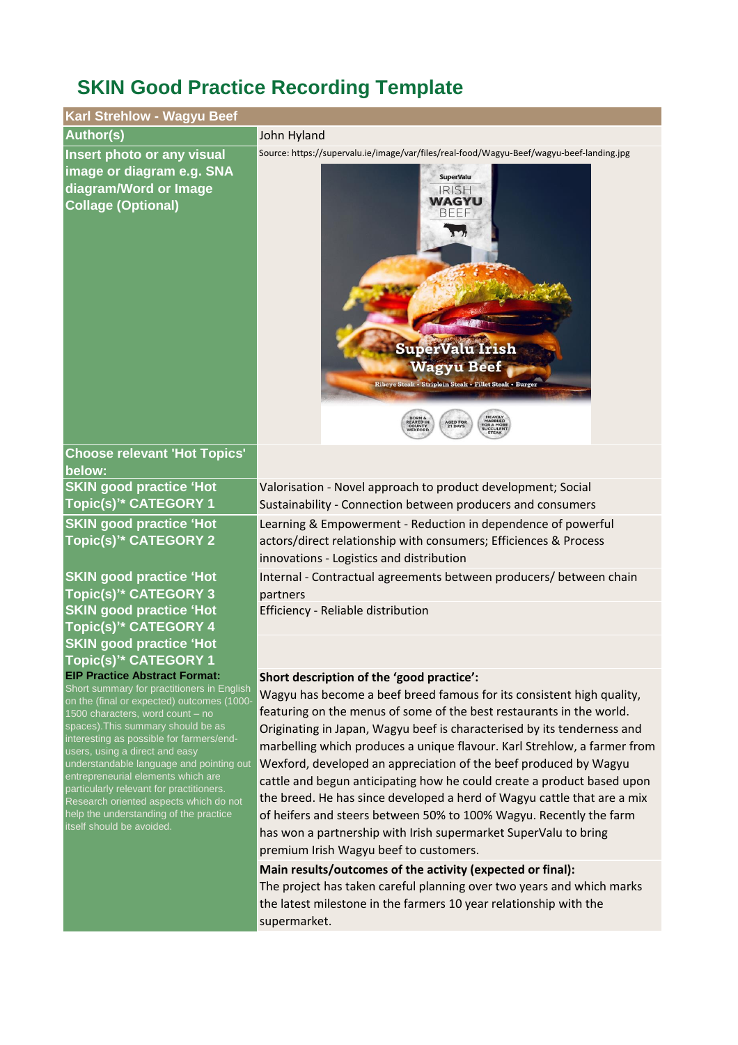# SKIN Good Practice Recording Template

| Karl Strehlow - Wagyu Beef | |
|---|---|
| **Author(s)** | John Hyland |
| **Insert photo or any visual image or diagram e.g. SNA diagram/Word or Image Collage (Optional)** | Source: https://supervalu.ie/image/var/files/real-food/Wagyu-Beef/wagyu-beef-landing.jpg |
| **Choose relevant 'Hot Topics' below:** | |
| **SKIN good practice 'Hot Topic(s)'\* CATEGORY 1** | Valorisation - Novel approach to product development; Social Sustainability - Connection between producers and consumers |
| **SKIN good practice 'Hot Topic(s)'\* CATEGORY 2** | Learning & Empowerment - Reduction in dependence of powerful actors/direct relationship with consumers; Efficiences & Process innovations - Logistics and distribution |
| **SKIN good practice 'Hot Topic(s)'\* CATEGORY 3** | Internal - Contractual agreements between producers/ between chain partners |
| **SKIN good practice 'Hot Topic(s)'\* CATEGORY 4** | Efficiency - Reliable distribution |
| **SKIN good practice 'Hot Topic(s)'\* CATEGORY 1** | |
| **EIP Practice Abstract Format:** Short summary for practitioners in English on the (final or expected) outcomes (1000-1500 characters, word count – no spaces).This summary should be as interesting as possible for farmers/end-users, using a direct and easy understandable language and pointing out entrepreneurial elements which are particularly relevant for practitioners. Research oriented aspects which do not help the understanding of the practice itself should be avoided. | **Short description of the 'good practice':** Wagyu has become a beef breed famous for its consistent high quality, featuring on the menus of some of the best restaurants in the world. Originating in Japan, Wagyu beef is characterised by its tenderness and marbelling which produces a unique flavour. Karl Strehlow, a farmer from Wexford, developed an appreciation of the beef produced by Wagyu cattle and begun anticipating how he could create a product based upon the breed. He has since developed a herd of Wagyu cattle that are a mix of heifers and steers between 50% to 100% Wagyu. Recently the farm has won a partnership with Irish supermarket SuperValu to bring premium Irish Wagyu beef to customers. <br><br> **Main results/outcomes of the activity (expected or final):** The project has taken careful planning over two years and which marks the latest milestone in the farmers 10 year relationship with the supermarket. |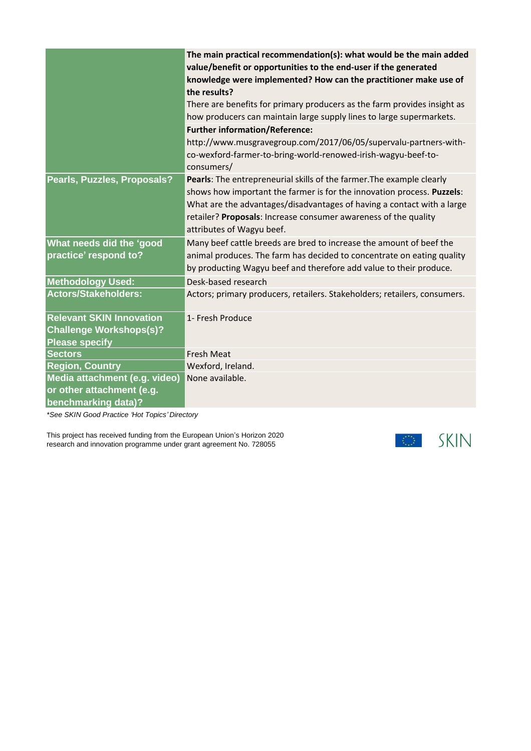| | |
|---|---|
| | **The main practical recommendation(s): what would be the main added value/benefit or opportunities to the end-user if the generated knowledge were implemented? How can the practitioner make use of the results?**<br>There are benefits for primary producers as the farm provides insight as how producers can maintain large supply lines to large supermarkets.<br>**Further information/Reference:**<br>http://www.musgravegroup.com/2017/06/05/supervalu-partners-with-co-wexford-farmer-to-bring-world-renowed-irish-wagyu-beef-to-consumers/ |
| **Pearls, Puzzles, Proposals?** | **Pearls**: The entrepreneurial skills of the farmer.The example clearly shows how important the farmer is for the innovation process. **Puzzels**: What are the advantages/disadvantages of having a contact with a large retailer? **Proposals**: Increase consumer awareness of the quality attributes of Wagyu beef. |
| **What needs did the 'good practice' respond to?** | Many beef cattle breeds are bred to increase the amount of beef the animal produces. The farm has decided to concentrate on eating quality by producting Wagyu beef and therefore add value to their produce. |
| **Methodology Used:** | Desk-based research |
| **Actors/Stakeholders:** | Actors; primary producers, retailers. Stakeholders; retailers, consumers. |
| **Relevant SKIN Innovation Challenge Workshops(s)? Please specify** | 1- Fresh Produce |
| **Sectors** | Fresh Meat |
| **Region, Country** | Wexford, Ireland. |
| **Media attachment (e.g. video) or other attachment (e.g. benchmarking data)?** | None available. |

*\*See SKIN Good Practice 'Hot Topics' Directory*

This project has received funding from the European Union's Horizon 2020 research and innovation programme under grant agreement No. 728055

SKIN